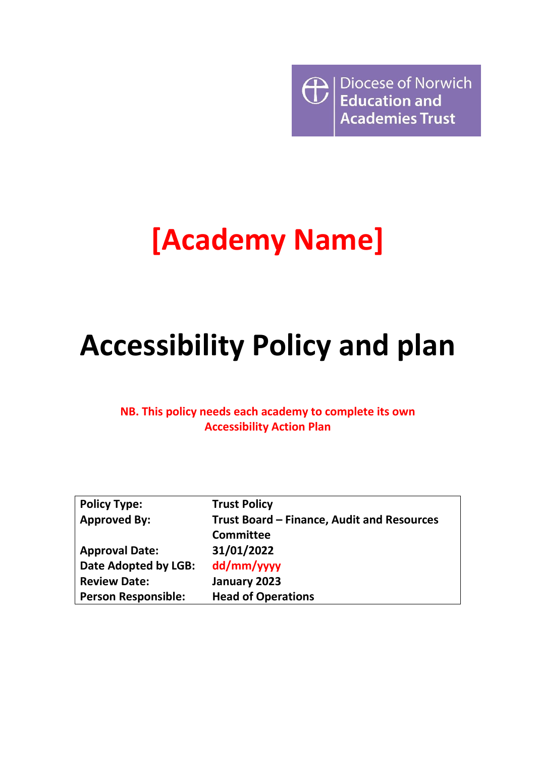Diocese of Norwich
**Education and Academies Trust**

# [Academy Name]

# Accessibility Policy and plan

**NB. This policy needs each academy to complete its own Accessibility Action Plan**

| | |
|---|---|
| **Policy Type:** | **Trust Policy** |
| **Approved By:** | **Trust Board – Finance, Audit and Resources Committee** |
| **Approval Date:** | **31/01/2022** |
| **Date Adopted by LGB:** | **dd/mm/yyyy** |
| **Review Date:** | **January 2023** |
| **Person Responsible:** | **Head of Operations** |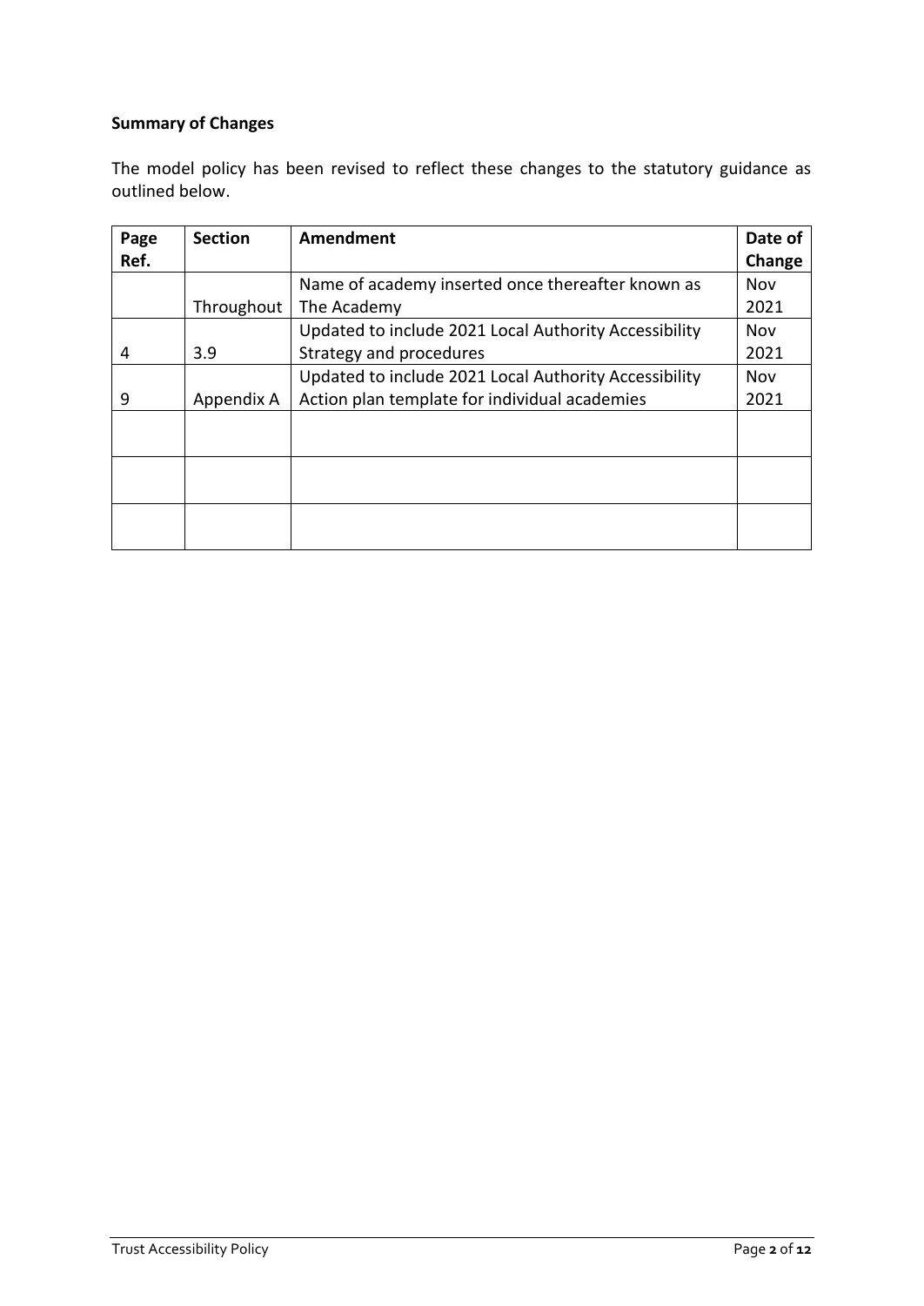**Summary of Changes**

The model policy has been revised to reflect these changes to the statutory guidance as outlined below.

| Page Ref. | Section | Amendment | Date of Change |
|---|---|---|---|
| | Throughout | Name of academy inserted once thereafter known as The Academy | Nov 2021 |
| 4 | 3.9 | Updated to include 2021 Local Authority Accessibility Strategy and procedures | Nov 2021 |
| 9 | Appendix A | Updated to include 2021 Local Authority Accessibility Action plan template for individual academies | Nov 2021 |
| | | | |
| | | | |
| | | | |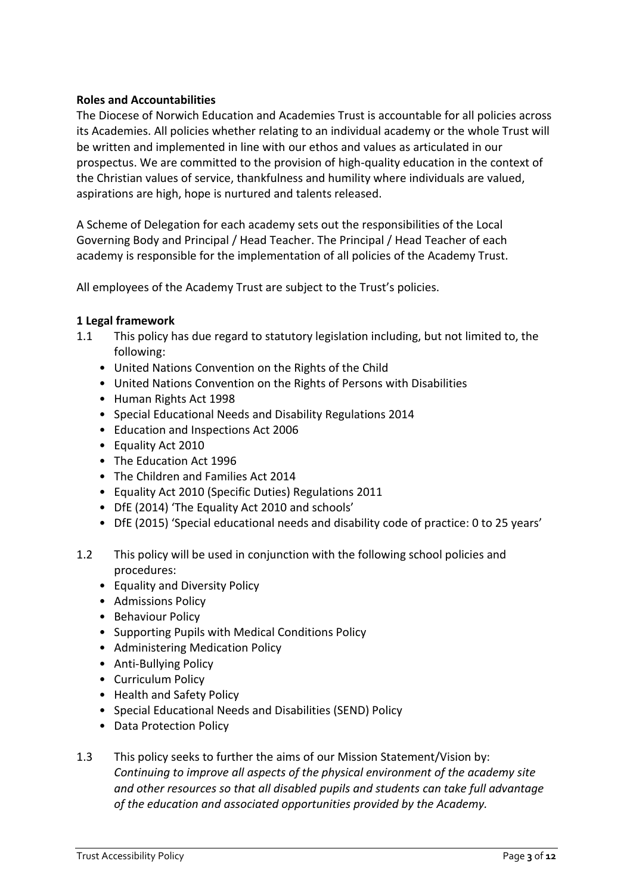**Roles and Accountabilities**

The Diocese of Norwich Education and Academies Trust is accountable for all policies across its Academies. All policies whether relating to an individual academy or the whole Trust will be written and implemented in line with our ethos and values as articulated in our prospectus. We are committed to the provision of high-quality education in the context of the Christian values of service, thankfulness and humility where individuals are valued, aspirations are high, hope is nurtured and talents released.

A Scheme of Delegation for each academy sets out the responsibilities of the Local Governing Body and Principal / Head Teacher. The Principal / Head Teacher of each academy is responsible for the implementation of all policies of the Academy Trust.

All employees of the Academy Trust are subject to the Trust's policies.

**1 Legal framework**

1.1 This policy has due regard to statutory legislation including, but not limited to, the following:

- United Nations Convention on the Rights of the Child
- United Nations Convention on the Rights of Persons with Disabilities
- Human Rights Act 1998
- Special Educational Needs and Disability Regulations 2014
- Education and Inspections Act 2006
- Equality Act 2010
- The Education Act 1996
- The Children and Families Act 2014
- Equality Act 2010 (Specific Duties) Regulations 2011
- DfE (2014) 'The Equality Act 2010 and schools'
- DfE (2015) 'Special educational needs and disability code of practice: 0 to 25 years'

1.2 This policy will be used in conjunction with the following school policies and procedures:

- Equality and Diversity Policy
- Admissions Policy
- Behaviour Policy
- Supporting Pupils with Medical Conditions Policy
- Administering Medication Policy
- Anti-Bullying Policy
- Curriculum Policy
- Health and Safety Policy
- Special Educational Needs and Disabilities (SEND) Policy
- Data Protection Policy

1.3 This policy seeks to further the aims of our Mission Statement/Vision by:
*Continuing to improve all aspects of the physical environment of the academy site and other resources so that all disabled pupils and students can take full advantage of the education and associated opportunities provided by the Academy.*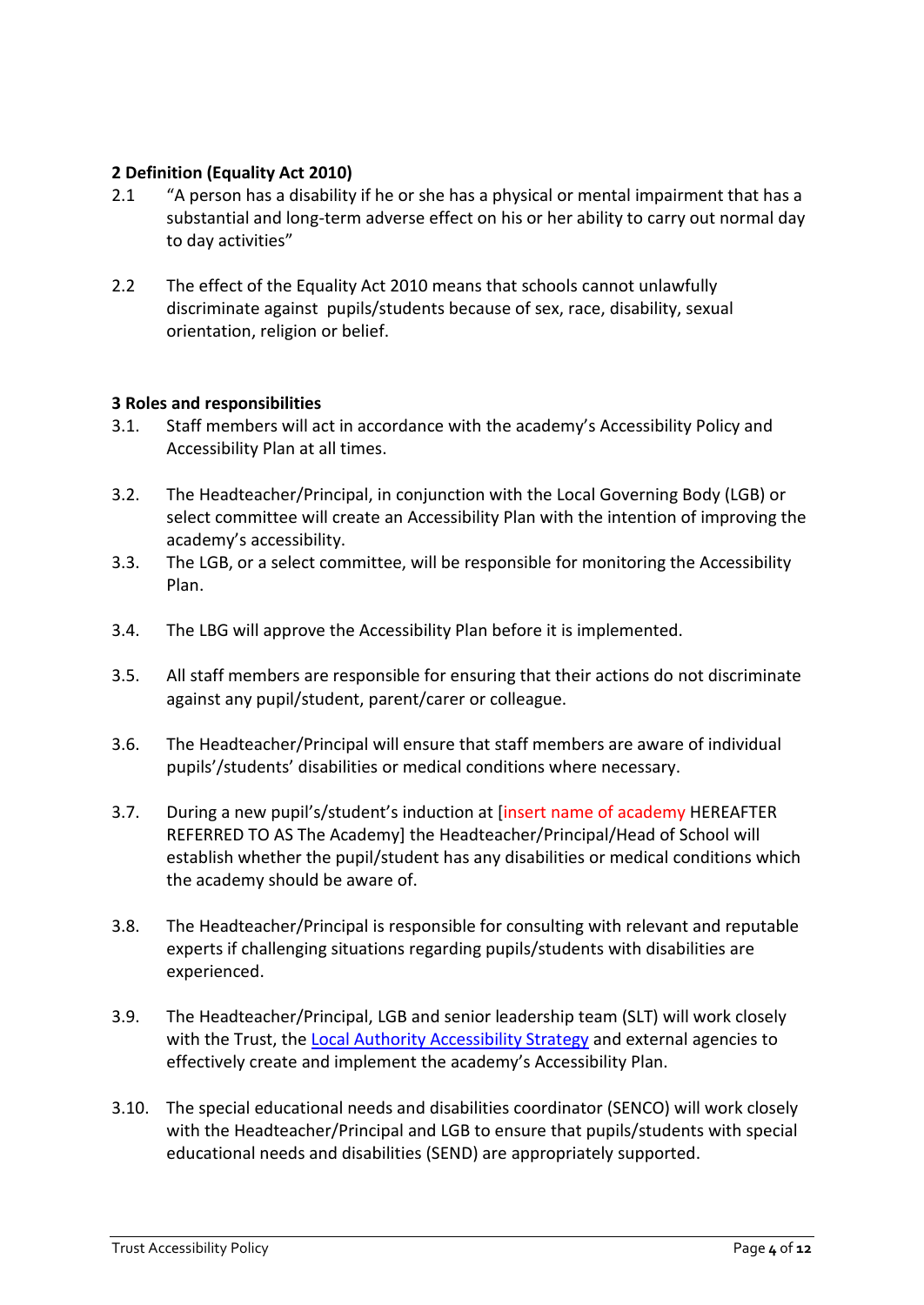## 2 Definition (Equality Act 2010)

2.1 "A person has a disability if he or she has a physical or mental impairment that has a substantial and long-term adverse effect on his or her ability to carry out normal day to day activities"

2.2 The effect of the Equality Act 2010 means that schools cannot unlawfully discriminate against pupils/students because of sex, race, disability, sexual orientation, religion or belief.

## 3 Roles and responsibilities

3.1. Staff members will act in accordance with the academy's Accessibility Policy and Accessibility Plan at all times.

3.2. The Headteacher/Principal, in conjunction with the Local Governing Body (LGB) or select committee will create an Accessibility Plan with the intention of improving the academy's accessibility.

3.3. The LGB, or a select committee, will be responsible for monitoring the Accessibility Plan.

3.4. The LBG will approve the Accessibility Plan before it is implemented.

3.5. All staff members are responsible for ensuring that their actions do not discriminate against any pupil/student, parent/carer or colleague.

3.6. The Headteacher/Principal will ensure that staff members are aware of individual pupils'/students' disabilities or medical conditions where necessary.

3.7. During a new pupil's/student's induction at [insert name of academy HEREAFTER REFERRED TO AS The Academy] the Headteacher/Principal/Head of School will establish whether the pupil/student has any disabilities or medical conditions which the academy should be aware of.

3.8. The Headteacher/Principal is responsible for consulting with relevant and reputable experts if challenging situations regarding pupils/students with disabilities are experienced.

3.9. The Headteacher/Principal, LGB and senior leadership team (SLT) will work closely with the Trust, the Local Authority Accessibility Strategy and external agencies to effectively create and implement the academy's Accessibility Plan.

3.10. The special educational needs and disabilities coordinator (SENCO) will work closely with the Headteacher/Principal and LGB to ensure that pupils/students with special educational needs and disabilities (SEND) are appropriately supported.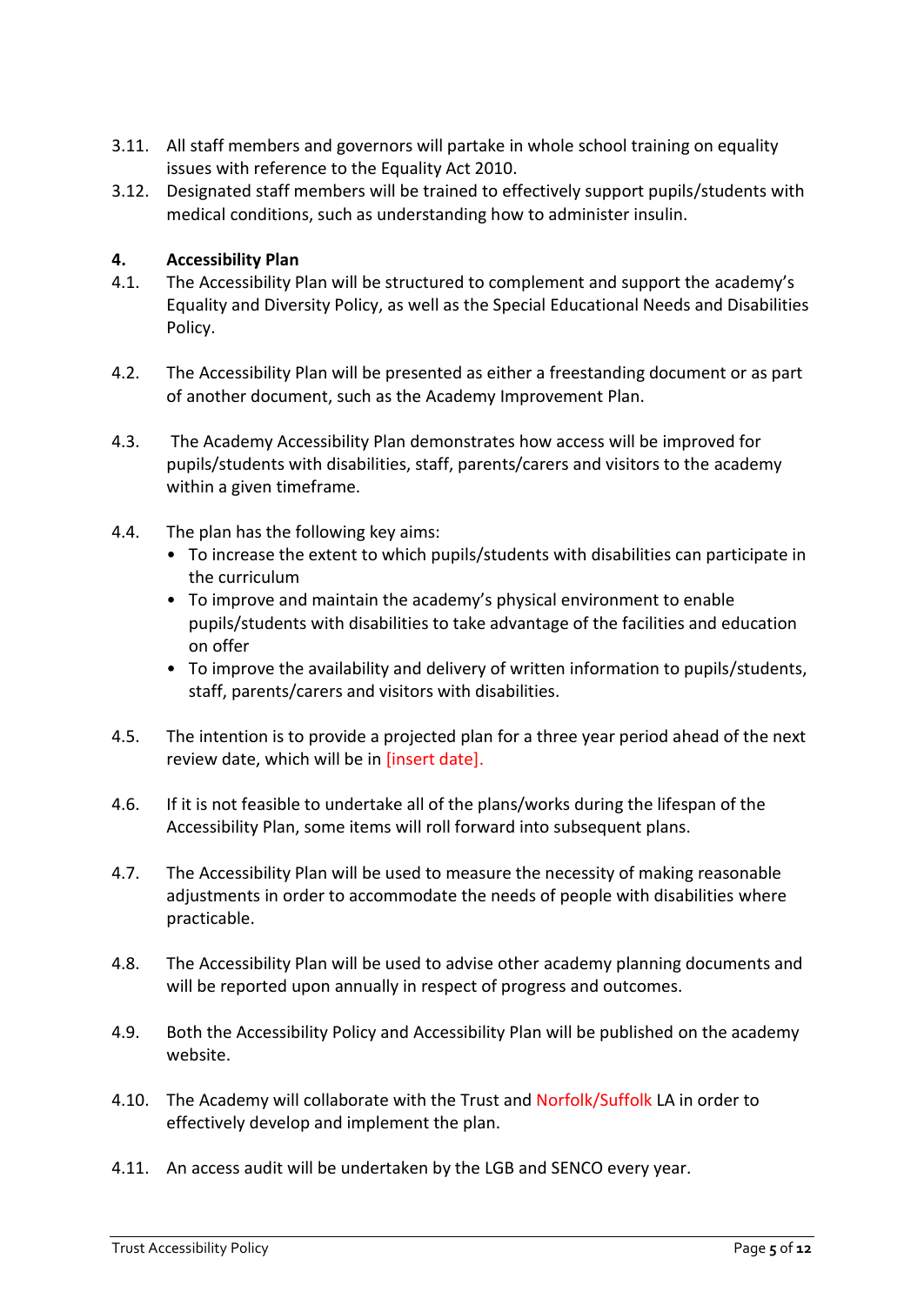3.11. All staff members and governors will partake in whole school training on equality issues with reference to the Equality Act 2010.

3.12. Designated staff members will be trained to effectively support pupils/students with medical conditions, such as understanding how to administer insulin.

## 4. Accessibility Plan

4.1. The Accessibility Plan will be structured to complement and support the academy's Equality and Diversity Policy, as well as the Special Educational Needs and Disabilities Policy.

4.2. The Accessibility Plan will be presented as either a freestanding document or as part of another document, such as the Academy Improvement Plan.

4.3. The Academy Accessibility Plan demonstrates how access will be improved for pupils/students with disabilities, staff, parents/carers and visitors to the academy within a given timeframe.

4.4. The plan has the following key aims:

- To increase the extent to which pupils/students with disabilities can participate in the curriculum
- To improve and maintain the academy's physical environment to enable pupils/students with disabilities to take advantage of the facilities and education on offer
- To improve the availability and delivery of written information to pupils/students, staff, parents/carers and visitors with disabilities.

4.5. The intention is to provide a projected plan for a three year period ahead of the next review date, which will be in [insert date].

4.6. If it is not feasible to undertake all of the plans/works during the lifespan of the Accessibility Plan, some items will roll forward into subsequent plans.

4.7. The Accessibility Plan will be used to measure the necessity of making reasonable adjustments in order to accommodate the needs of people with disabilities where practicable.

4.8. The Accessibility Plan will be used to advise other academy planning documents and will be reported upon annually in respect of progress and outcomes.

4.9. Both the Accessibility Policy and Accessibility Plan will be published on the academy website.

4.10. The Academy will collaborate with the Trust and Norfolk/Suffolk LA in order to effectively develop and implement the plan.

4.11. An access audit will be undertaken by the LGB and SENCO every year.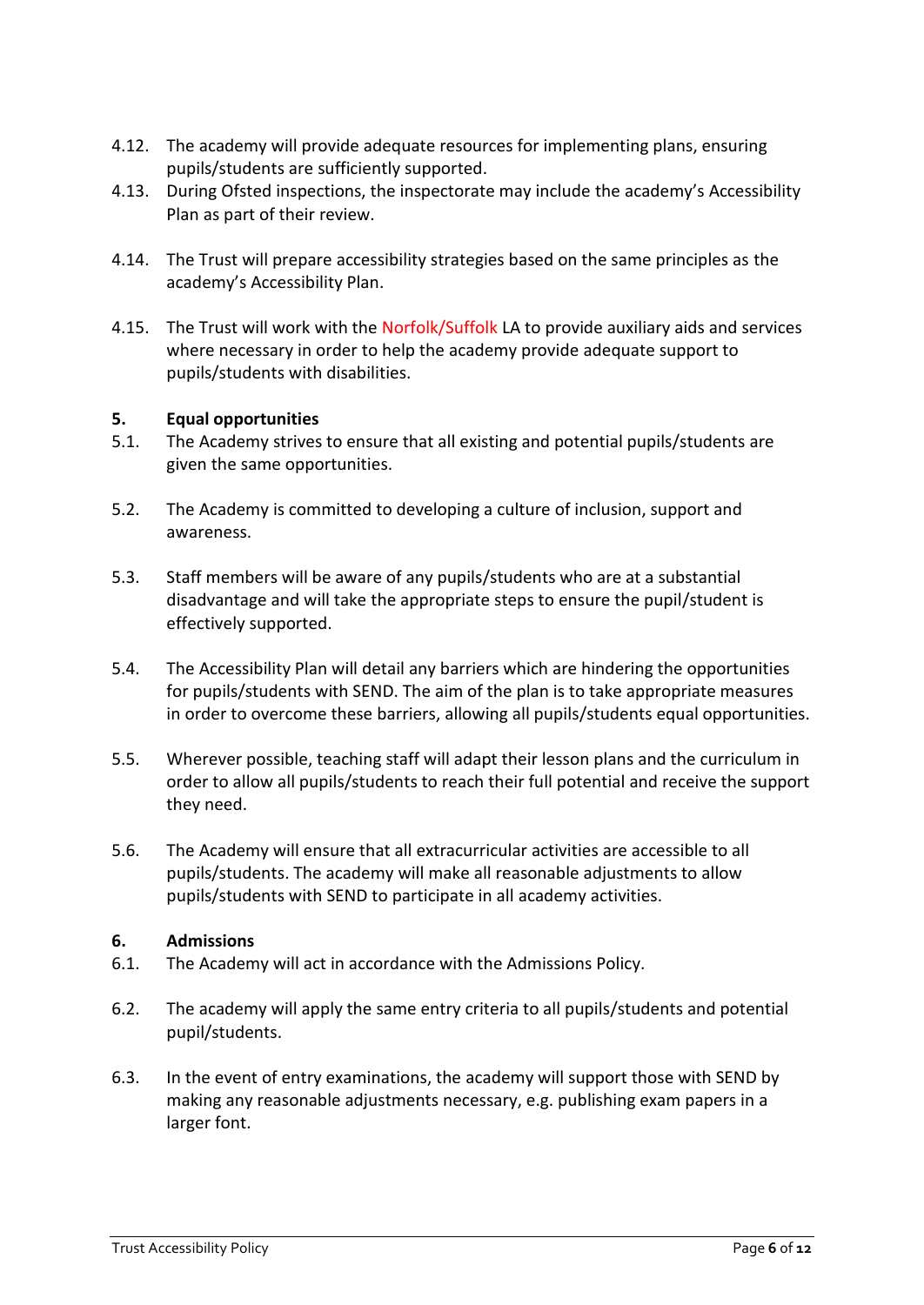4.12. The academy will provide adequate resources for implementing plans, ensuring pupils/students are sufficiently supported.

4.13. During Ofsted inspections, the inspectorate may include the academy's Accessibility Plan as part of their review.

4.14. The Trust will prepare accessibility strategies based on the same principles as the academy's Accessibility Plan.

4.15. The Trust will work with the Norfolk/Suffolk LA to provide auxiliary aids and services where necessary in order to help the academy provide adequate support to pupils/students with disabilities.

## 5. Equal opportunities

5.1. The Academy strives to ensure that all existing and potential pupils/students are given the same opportunities.

5.2. The Academy is committed to developing a culture of inclusion, support and awareness.

5.3. Staff members will be aware of any pupils/students who are at a substantial disadvantage and will take the appropriate steps to ensure the pupil/student is effectively supported.

5.4. The Accessibility Plan will detail any barriers which are hindering the opportunities for pupils/students with SEND. The aim of the plan is to take appropriate measures in order to overcome these barriers, allowing all pupils/students equal opportunities.

5.5. Wherever possible, teaching staff will adapt their lesson plans and the curriculum in order to allow all pupils/students to reach their full potential and receive the support they need.

5.6. The Academy will ensure that all extracurricular activities are accessible to all pupils/students. The academy will make all reasonable adjustments to allow pupils/students with SEND to participate in all academy activities.

## 6. Admissions

6.1. The Academy will act in accordance with the Admissions Policy.

6.2. The academy will apply the same entry criteria to all pupils/students and potential pupil/students.

6.3. In the event of entry examinations, the academy will support those with SEND by making any reasonable adjustments necessary, e.g. publishing exam papers in a larger font.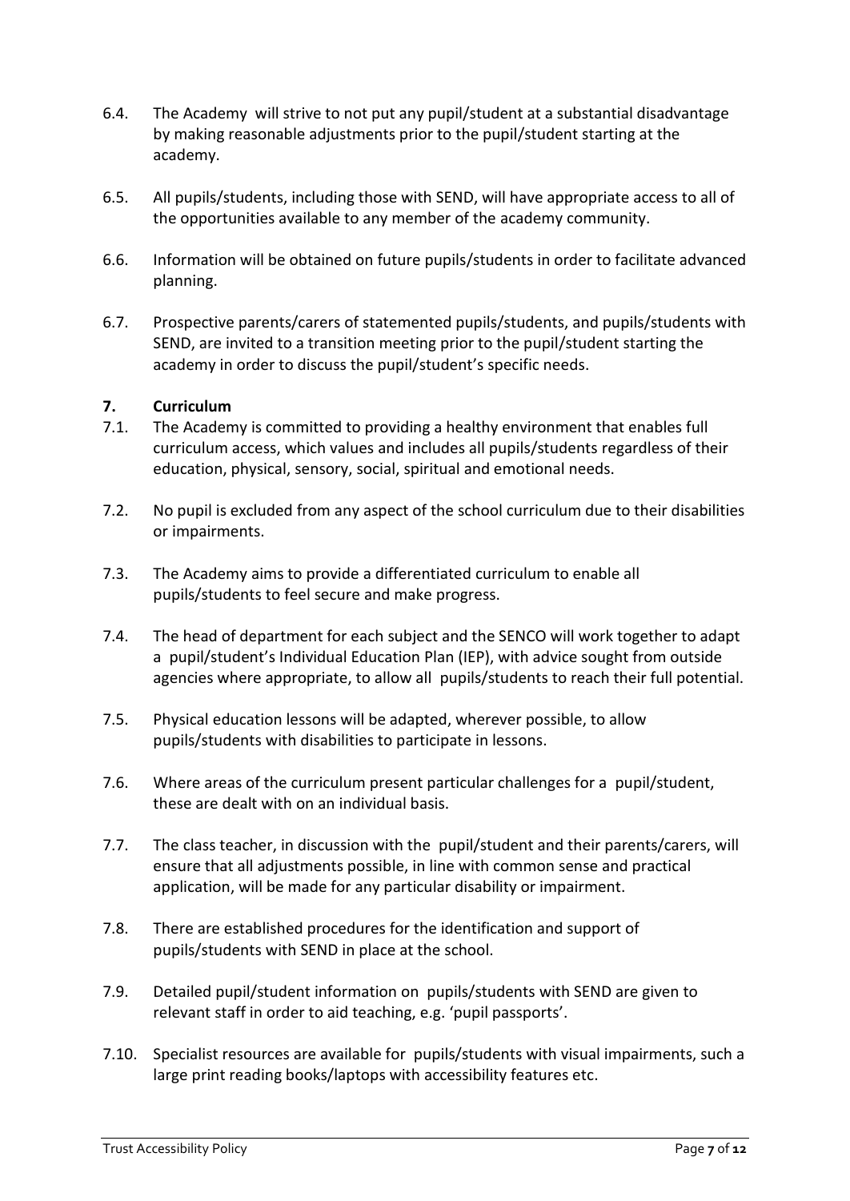6.4. The Academy will strive to not put any pupil/student at a substantial disadvantage by making reasonable adjustments prior to the pupil/student starting at the academy.

6.5. All pupils/students, including those with SEND, will have appropriate access to all of the opportunities available to any member of the academy community.

6.6. Information will be obtained on future pupils/students in order to facilitate advanced planning.

6.7. Prospective parents/carers of statemented pupils/students, and pupils/students with SEND, are invited to a transition meeting prior to the pupil/student starting the academy in order to discuss the pupil/student's specific needs.

## 7. Curriculum

7.1. The Academy is committed to providing a healthy environment that enables full curriculum access, which values and includes all pupils/students regardless of their education, physical, sensory, social, spiritual and emotional needs.

7.2. No pupil is excluded from any aspect of the school curriculum due to their disabilities or impairments.

7.3. The Academy aims to provide a differentiated curriculum to enable all pupils/students to feel secure and make progress.

7.4. The head of department for each subject and the SENCO will work together to adapt a pupil/student's Individual Education Plan (IEP), with advice sought from outside agencies where appropriate, to allow all pupils/students to reach their full potential.

7.5. Physical education lessons will be adapted, wherever possible, to allow pupils/students with disabilities to participate in lessons.

7.6. Where areas of the curriculum present particular challenges for a pupil/student, these are dealt with on an individual basis.

7.7. The class teacher, in discussion with the pupil/student and their parents/carers, will ensure that all adjustments possible, in line with common sense and practical application, will be made for any particular disability or impairment.

7.8. There are established procedures for the identification and support of pupils/students with SEND in place at the school.

7.9. Detailed pupil/student information on pupils/students with SEND are given to relevant staff in order to aid teaching, e.g. 'pupil passports'.

7.10. Specialist resources are available for pupils/students with visual impairments, such a large print reading books/laptops with accessibility features etc.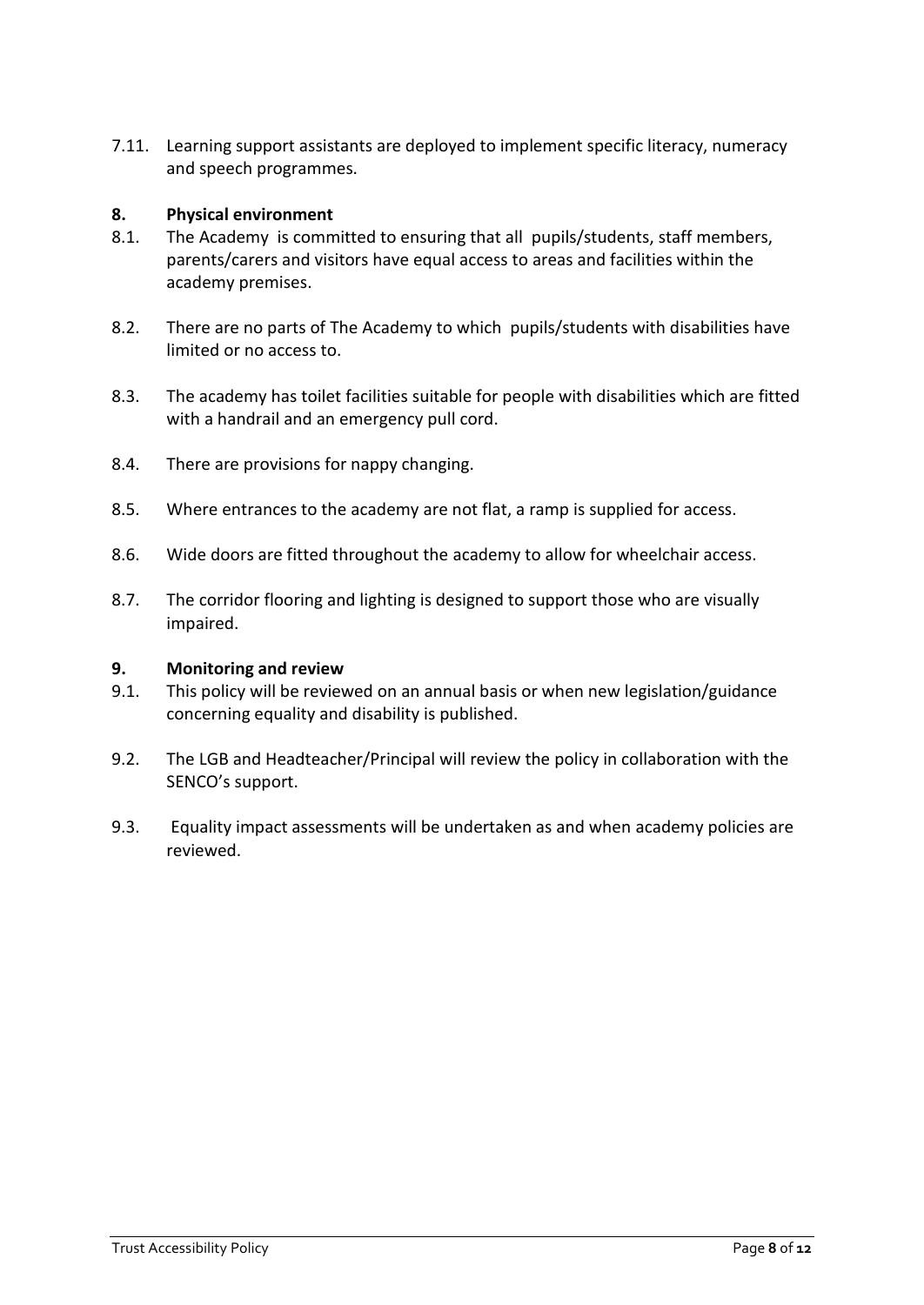7.11. Learning support assistants are deployed to implement specific literacy, numeracy and speech programmes.

## 8. Physical environment

8.1. The Academy is committed to ensuring that all pupils/students, staff members, parents/carers and visitors have equal access to areas and facilities within the academy premises.

8.2. There are no parts of The Academy to which pupils/students with disabilities have limited or no access to.

8.3. The academy has toilet facilities suitable for people with disabilities which are fitted with a handrail and an emergency pull cord.

8.4. There are provisions for nappy changing.

8.5. Where entrances to the academy are not flat, a ramp is supplied for access.

8.6. Wide doors are fitted throughout the academy to allow for wheelchair access.

8.7. The corridor flooring and lighting is designed to support those who are visually impaired.

## 9. Monitoring and review

9.1. This policy will be reviewed on an annual basis or when new legislation/guidance concerning equality and disability is published.

9.2. The LGB and Headteacher/Principal will review the policy in collaboration with the SENCO's support.

9.3. Equality impact assessments will be undertaken as and when academy policies are reviewed.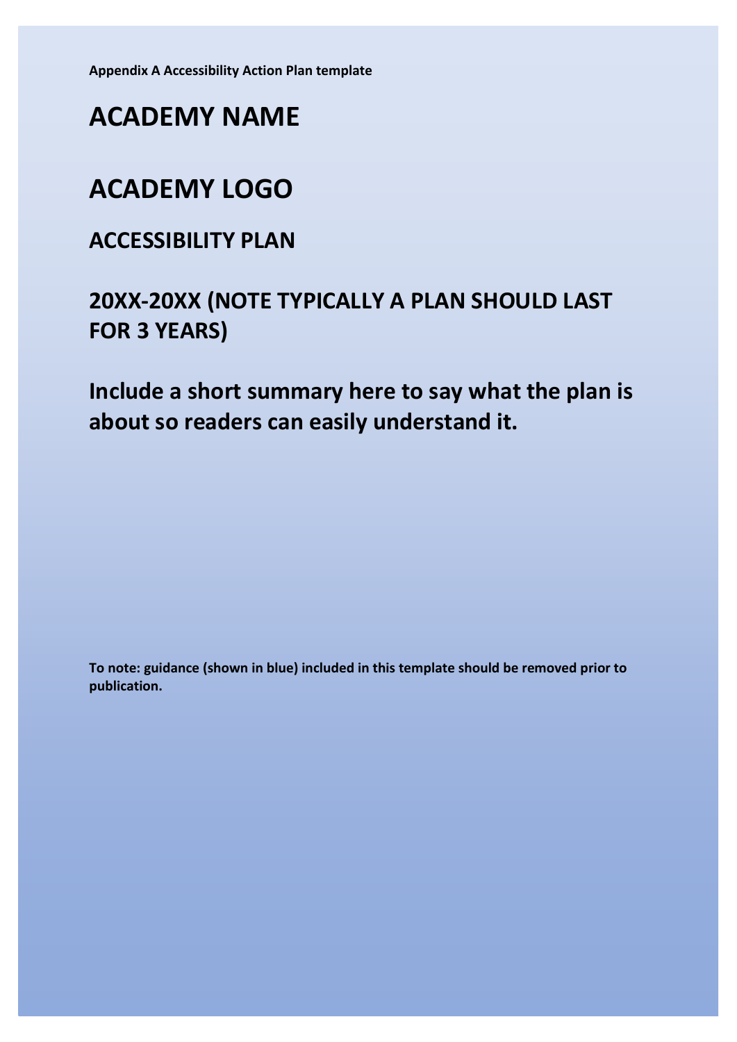**Appendix A Accessibility Action Plan template**

# ACADEMY NAME

# ACADEMY LOGO

## ACCESSIBILITY PLAN

## 20XX-20XX (NOTE TYPICALLY A PLAN SHOULD LAST FOR 3 YEARS)

## Include a short summary here to say what the plan is about so readers can easily understand it.

**To note: guidance (shown in blue) included in this template should be removed prior to publication.**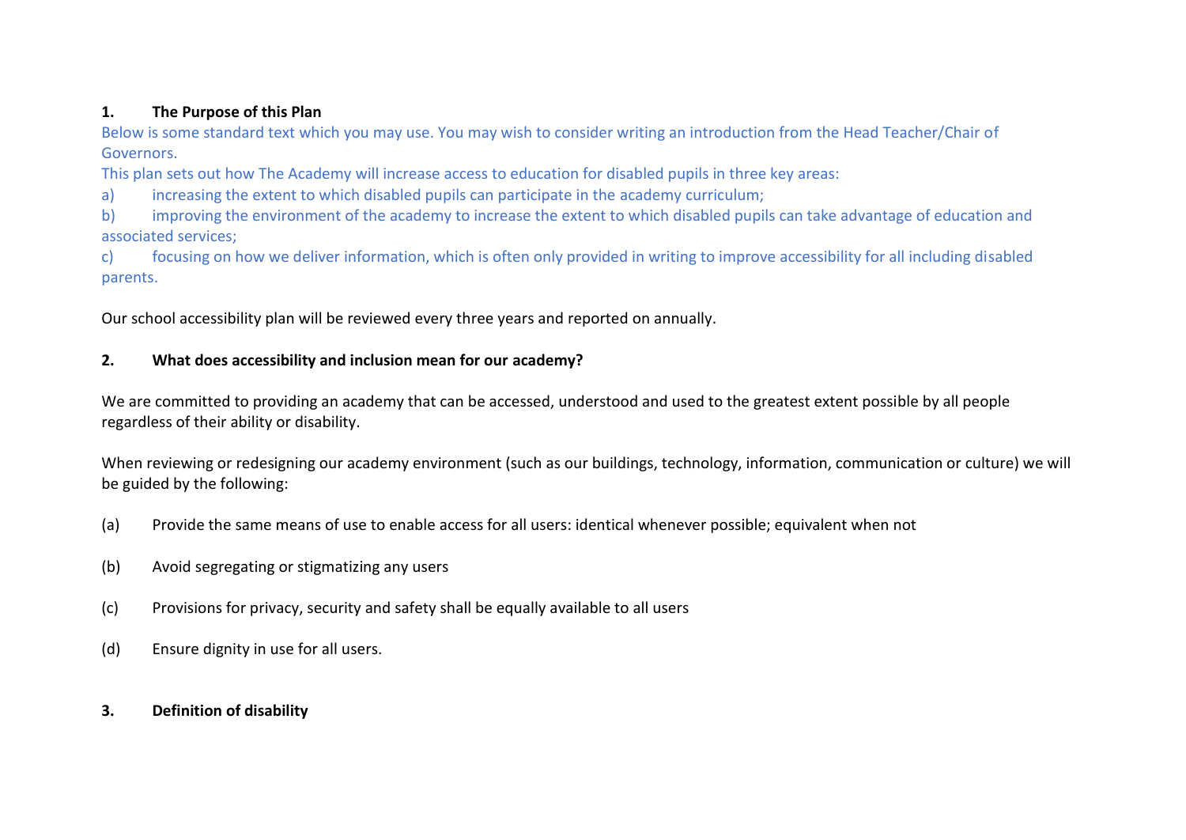## 1. The Purpose of this Plan

Below is some standard text which you may use. You may wish to consider writing an introduction from the Head Teacher/Chair of Governors.

This plan sets out how The Academy will increase access to education for disabled pupils in three key areas:

a) increasing the extent to which disabled pupils can participate in the academy curriculum;

b) improving the environment of the academy to increase the extent to which disabled pupils can take advantage of education and associated services;

c) focusing on how we deliver information, which is often only provided in writing to improve accessibility for all including disabled parents.

Our school accessibility plan will be reviewed every three years and reported on annually.

## 2. What does accessibility and inclusion mean for our academy?

We are committed to providing an academy that can be accessed, understood and used to the greatest extent possible by all people regardless of their ability or disability.

When reviewing or redesigning our academy environment (such as our buildings, technology, information, communication or culture) we will be guided by the following:

(a) Provide the same means of use to enable access for all users: identical whenever possible; equivalent when not

(b) Avoid segregating or stigmatizing any users

(c) Provisions for privacy, security and safety shall be equally available to all users

(d) Ensure dignity in use for all users.

## 3. Definition of disability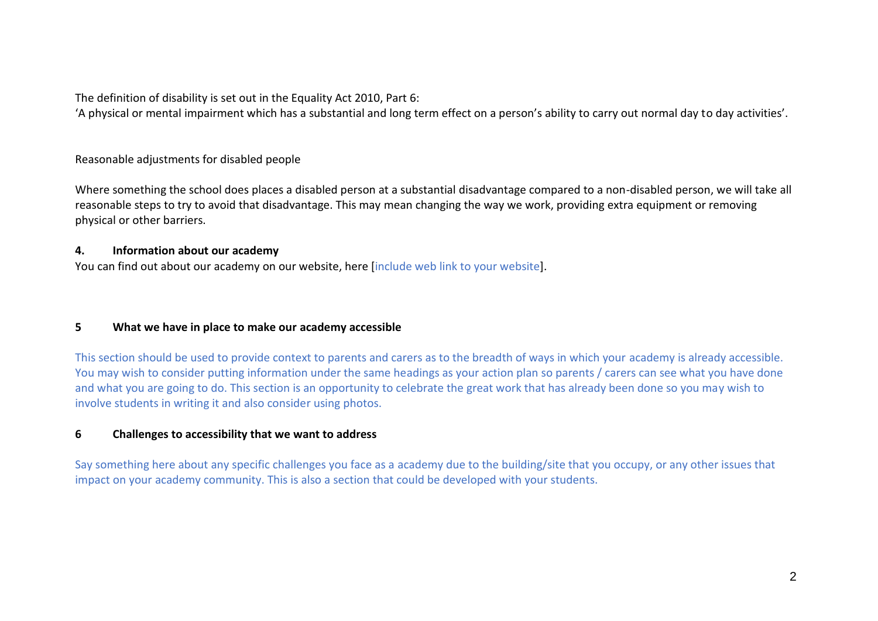The definition of disability is set out in the Equality Act 2010, Part 6:
'A physical or mental impairment which has a substantial and long term effect on a person's ability to carry out normal day to day activities'.

Reasonable adjustments for disabled people

Where something the school does places a disabled person at a substantial disadvantage compared to a non-disabled person, we will take all reasonable steps to try to avoid that disadvantage. This may mean changing the way we work, providing extra equipment or removing physical or other barriers.

## 4. Information about our academy

You can find out about our academy on our website, here [include web link to your website].

## 5 What we have in place to make our academy accessible

This section should be used to provide context to parents and carers as to the breadth of ways in which your academy is already accessible. You may wish to consider putting information under the same headings as your action plan so parents / carers can see what you have done and what you are going to do. This section is an opportunity to celebrate the great work that has already been done so you may wish to involve students in writing it and also consider using photos.

## 6 Challenges to accessibility that we want to address

Say something here about any specific challenges you face as a academy due to the building/site that you occupy, or any other issues that impact on your academy community. This is also a section that could be developed with your students.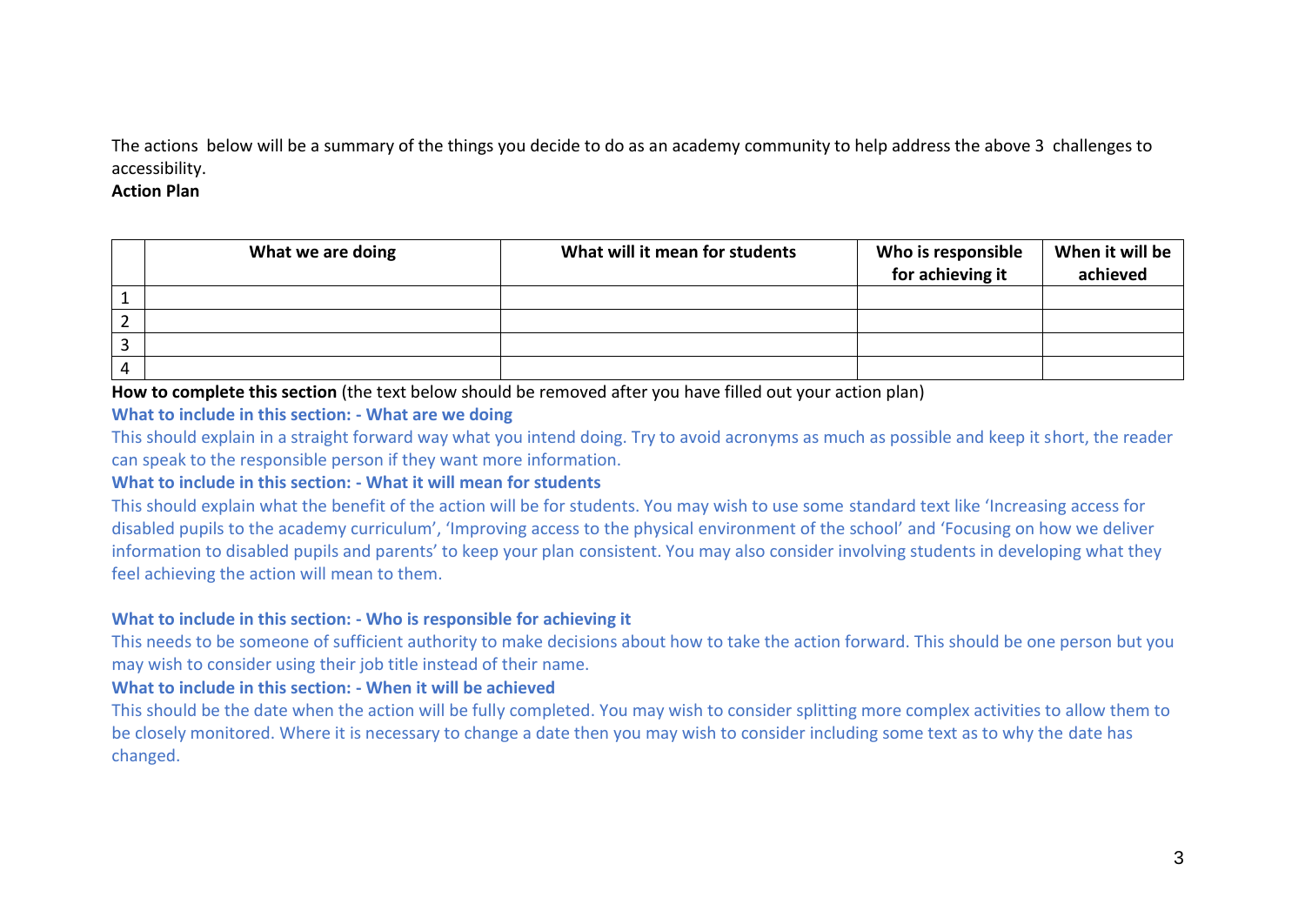The actions below will be a summary of the things you decide to do as an academy community to help address the above 3 challenges to accessibility.

**Action Plan**

| | What we are doing | What will it mean for students | Who is responsible for achieving it | When it will be achieved |
|---|---|---|---|---|
| 1 | | | | |
| 2 | | | | |
| 3 | | | | |
| 4 | | | | |

**How to complete this section** (the text below should be removed after you have filled out your action plan)

**What to include in this section: - What are we doing**

This should explain in a straight forward way what you intend doing. Try to avoid acronyms as much as possible and keep it short, the reader can speak to the responsible person if they want more information.

**What to include in this section: - What it will mean for students**

This should explain what the benefit of the action will be for students. You may wish to use some standard text like 'Increasing access for disabled pupils to the academy curriculum', 'Improving access to the physical environment of the school' and 'Focusing on how we deliver information to disabled pupils and parents' to keep your plan consistent. You may also consider involving students in developing what they feel achieving the action will mean to them.

**What to include in this section: - Who is responsible for achieving it**

This needs to be someone of sufficient authority to make decisions about how to take the action forward. This should be one person but you may wish to consider using their job title instead of their name.

**What to include in this section: - When it will be achieved**

This should be the date when the action will be fully completed. You may wish to consider splitting more complex activities to allow them to be closely monitored. Where it is necessary to change a date then you may wish to consider including some text as to why the date has changed.